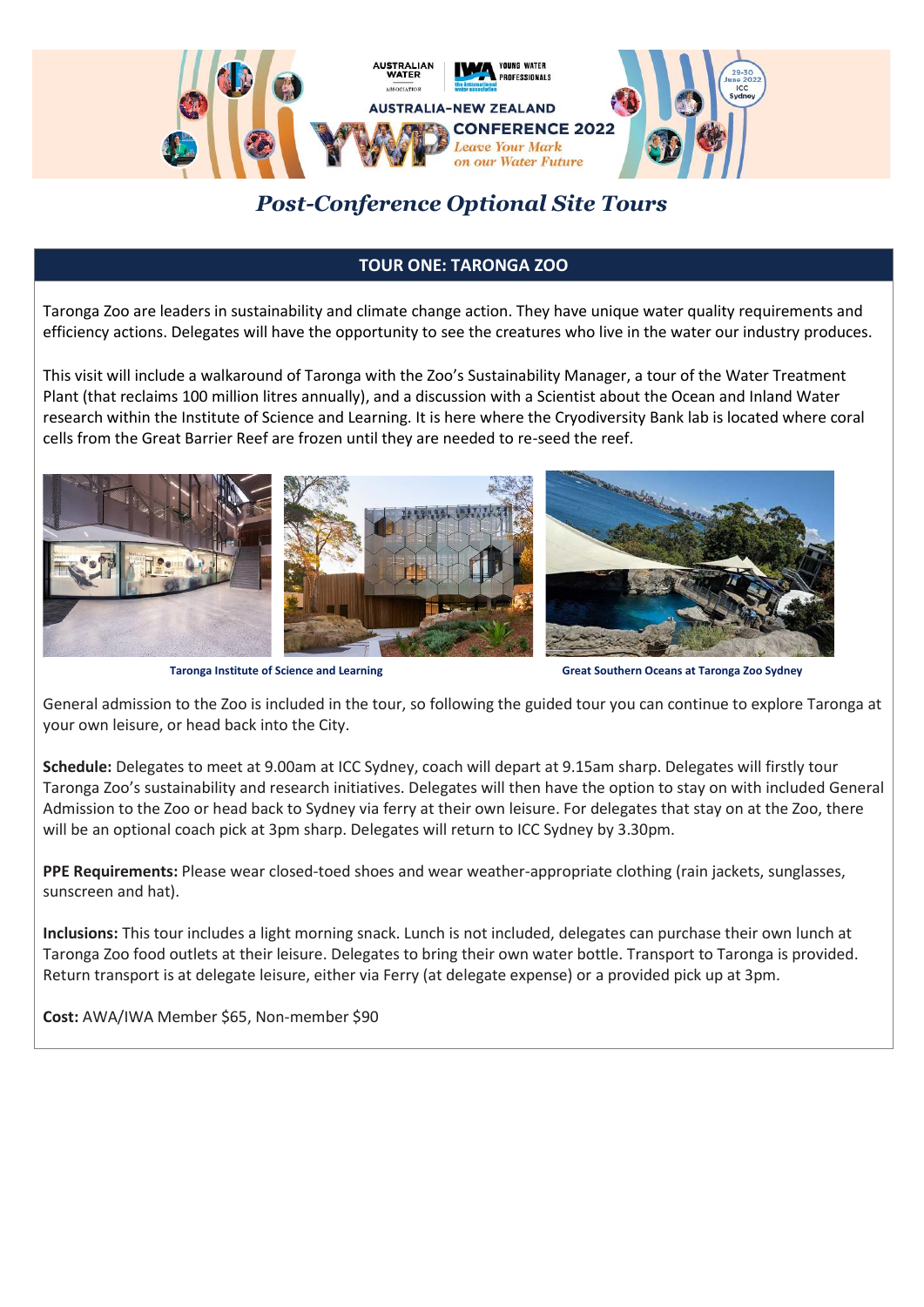# Post-Conference Optional Site Tours

## TOUR ONE: TARONGA ZOO

Taronga Zoo are leaders in sustainability and climate change action. They have unique water quality requirements and efficiency actions. Delegates will have the opportunity to see the creatures who live in the water our industry produces.

This visit will include a walkaround of Taronga with the Zoo's Sustainability Manager, a tour of the Water Treatment Plant (that reclaims 100 million litres annually), and a discussion with a Scientist about the Ocean and Inland Water research within the Institute of Science and Learning. It is here where the Cryodiversity Bank lab is located where coral cells from the Great Barrier Reef are frozen until they are needed to re-seed the reef.

Taronga Institute of Science and Learning

Great Southern Oceans at Taronga Zoo Sydney

General admission to the Zoo is included in the tour, so following the guided tour you can continue to explore Taronga at your own leisure, or head back into the City.

**Schedule:** Delegates to meet at 9.00am at ICC Sydney, coach will depart at 9.15am sharp. Delegates will firstly tour Taronga Zoo's sustainability and research initiatives. Delegates will then have the option to stay on with included General Admission to the Zoo or head back to Sydney via ferry at their own leisure. For delegates that stay on at the Zoo, there will be an optional coach pick at 3pm sharp. Delegates will return to ICC Sydney by 3.30pm.

**PPE Requirements:** Please wear closed-toed shoes and wear weather-appropriate clothing (rain jackets, sunglasses, sunscreen and hat).

**Inclusions:** This tour includes a light morning snack. Lunch is not included, delegates can purchase their own lunch at Taronga Zoo food outlets at their leisure. Delegates to bring their own water bottle. Transport to Taronga is provided. Return transport is at delegate leisure, either via Ferry (at delegate expense) or a provided pick up at 3pm.

**Cost:** AWA/IWA Member $65, Non-member $90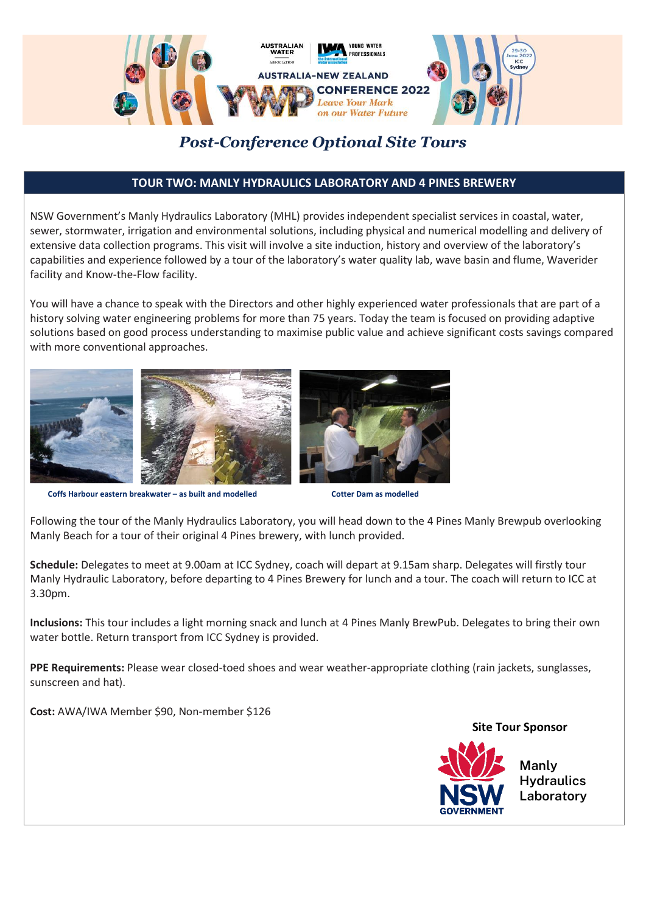# *Post-Conference Optional Site Tours*

## TOUR TWO: MANLY HYDRAULICS LABORATORY AND 4 PINES BREWERY

NSW Government's Manly Hydraulics Laboratory (MHL) provides independent specialist services in coastal, water, sewer, stormwater, irrigation and environmental solutions, including physical and numerical modelling and delivery of extensive data collection programs. This visit will involve a site induction, history and overview of the laboratory's capabilities and experience followed by a tour of the laboratory's water quality lab, wave basin and flume, Waverider facility and Know-the-Flow facility.

You will have a chance to speak with the Directors and other highly experienced water professionals that are part of a history solving water engineering problems for more than 75 years. Today the team is focused on providing adaptive solutions based on good process understanding to maximise public value and achieve significant costs savings compared with more conventional approaches.

Coffs Harbour eastern breakwater – as built and modelled

Cotter Dam as modelled

Following the tour of the Manly Hydraulics Laboratory, you will head down to the 4 Pines Manly Brewpub overlooking Manly Beach for a tour of their original 4 Pines brewery, with lunch provided.

**Schedule:** Delegates to meet at 9.00am at ICC Sydney, coach will depart at 9.15am sharp. Delegates will firstly tour Manly Hydraulic Laboratory, before departing to 4 Pines Brewery for lunch and a tour. The coach will return to ICC at 3.30pm.

**Inclusions:** This tour includes a light morning snack and lunch at 4 Pines Manly BrewPub. Delegates to bring their own water bottle. Return transport from ICC Sydney is provided.

**PPE Requirements:** Please wear closed-toed shoes and wear weather-appropriate clothing (rain jackets, sunglasses, sunscreen and hat).

**Cost:** AWA/IWA Member $90, Non-member $126

**Site Tour Sponsor**

NSW GOVERNMENT
Manly Hydraulics Laboratory